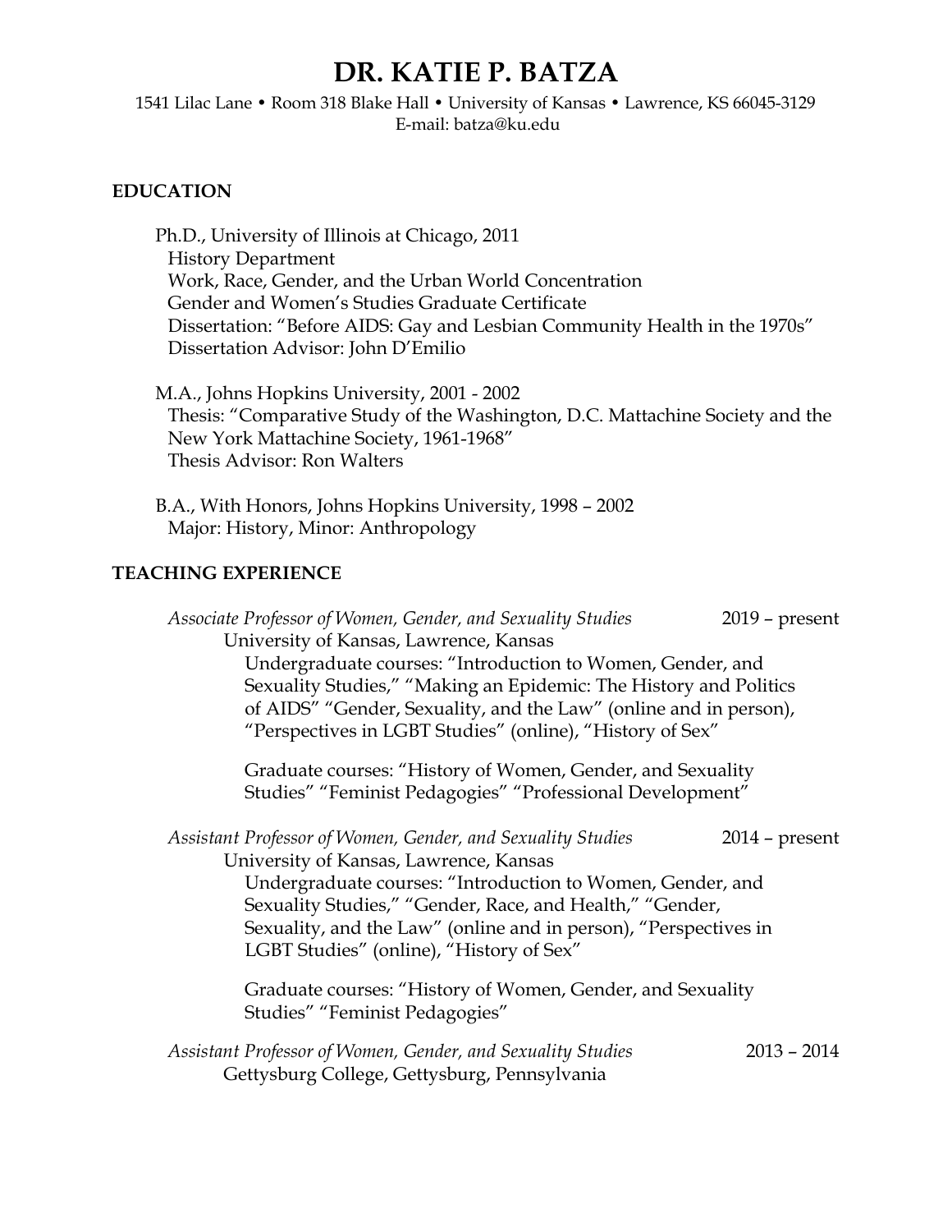# DR. KATIE P. BATZA

1541 Lilac Lane • Room 318 Blake Hall • University of Kansas • Lawrence, KS 66045-3129
E-mail: batza@ku.edu

## EDUCATION

Ph.D., University of Illinois at Chicago, 2011
History Department
Work, Race, Gender, and the Urban World Concentration
Gender and Women's Studies Graduate Certificate
Dissertation: "Before AIDS: Gay and Lesbian Community Health in the 1970s"
Dissertation Advisor: John D'Emilio

M.A., Johns Hopkins University, 2001 - 2002
Thesis: "Comparative Study of the Washington, D.C. Mattachine Society and the New York Mattachine Society, 1961-1968"
Thesis Advisor: Ron Walters

B.A., With Honors, Johns Hopkins University, 1998 – 2002
Major: History, Minor: Anthropology

## TEACHING EXPERIENCE

*Associate Professor of Women, Gender, and Sexuality Studies* — 2019 – present
University of Kansas, Lawrence, Kansas

Undergraduate courses: "Introduction to Women, Gender, and Sexuality Studies," "Making an Epidemic: The History and Politics of AIDS" "Gender, Sexuality, and the Law" (online and in person), "Perspectives in LGBT Studies" (online), "History of Sex"

Graduate courses: "History of Women, Gender, and Sexuality Studies" "Feminist Pedagogies" "Professional Development"

*Assistant Professor of Women, Gender, and Sexuality Studies* — 2014 – present
University of Kansas, Lawrence, Kansas

Undergraduate courses: "Introduction to Women, Gender, and Sexuality Studies," "Gender, Race, and Health," "Gender, Sexuality, and the Law" (online and in person), "Perspectives in LGBT Studies" (online), "History of Sex"

Graduate courses: "History of Women, Gender, and Sexuality Studies" "Feminist Pedagogies"

*Assistant Professor of Women, Gender, and Sexuality Studies* — 2013 – 2014
Gettysburg College, Gettysburg, Pennsylvania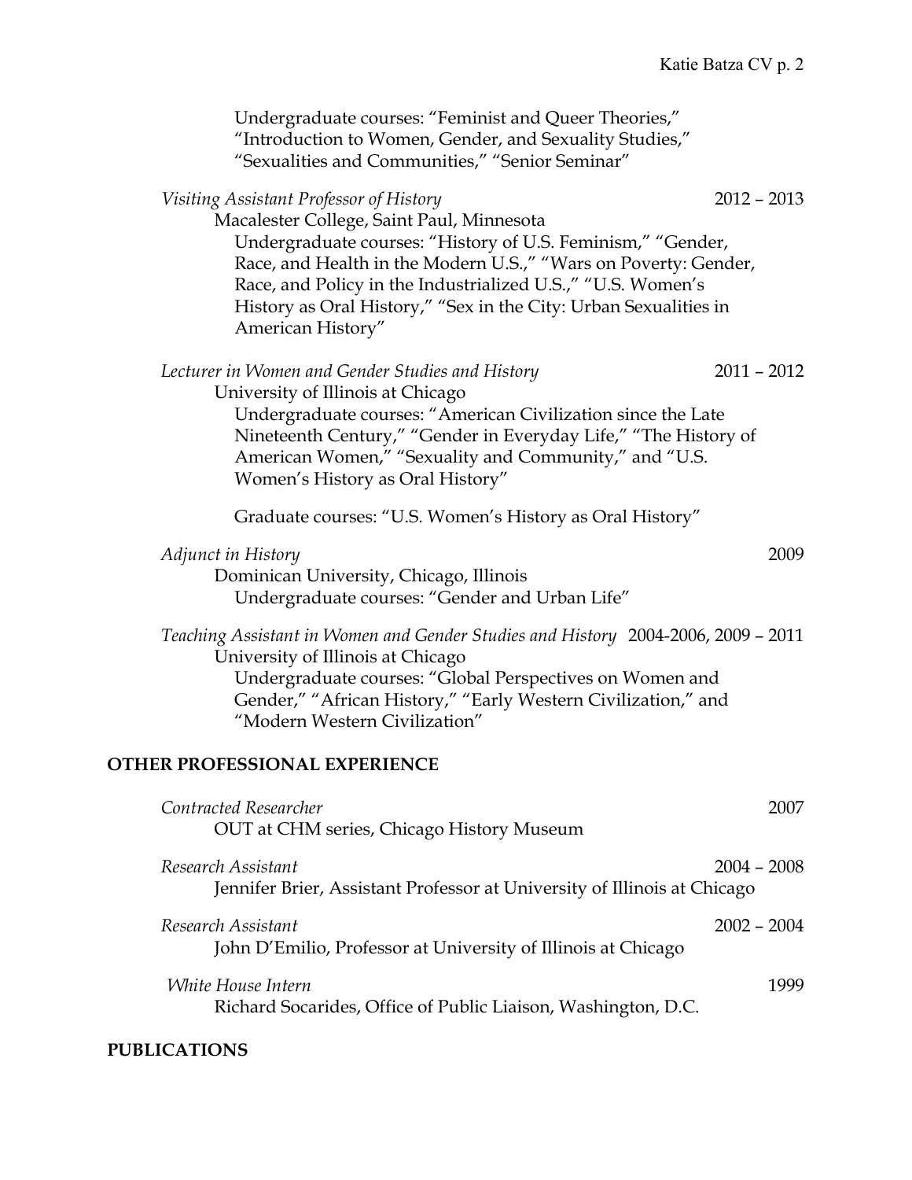Undergraduate courses: "Feminist and Queer Theories," "Introduction to Women, Gender, and Sexuality Studies," "Sexualities and Communities," "Senior Seminar"

*Visiting Assistant Professor of History* 2012 – 2013
Macalester College, Saint Paul, Minnesota
Undergraduate courses: "History of U.S. Feminism," "Gender, Race, and Health in the Modern U.S.," "Wars on Poverty: Gender, Race, and Policy in the Industrialized U.S.," "U.S. Women's History as Oral History," "Sex in the City: Urban Sexualities in American History"

*Lecturer in Women and Gender Studies and History* 2011 – 2012
University of Illinois at Chicago
Undergraduate courses: "American Civilization since the Late Nineteenth Century," "Gender in Everyday Life," "The History of American Women," "Sexuality and Community," and "U.S. Women's History as Oral History"

Graduate courses: "U.S. Women's History as Oral History"

*Adjunct in History* 2009
Dominican University, Chicago, Illinois
Undergraduate courses: "Gender and Urban Life"

*Teaching Assistant in Women and Gender Studies and History* 2004-2006, 2009 – 2011
University of Illinois at Chicago
Undergraduate courses: "Global Perspectives on Women and Gender," "African History," "Early Western Civilization," and "Modern Western Civilization"

## OTHER PROFESSIONAL EXPERIENCE

*Contracted Researcher* 2007
OUT at CHM series, Chicago History Museum

*Research Assistant* 2004 – 2008
Jennifer Brier, Assistant Professor at University of Illinois at Chicago

*Research Assistant* 2002 – 2004
John D'Emilio, Professor at University of Illinois at Chicago

*White House Intern* 1999
Richard Socarides, Office of Public Liaison, Washington, D.C.

## PUBLICATIONS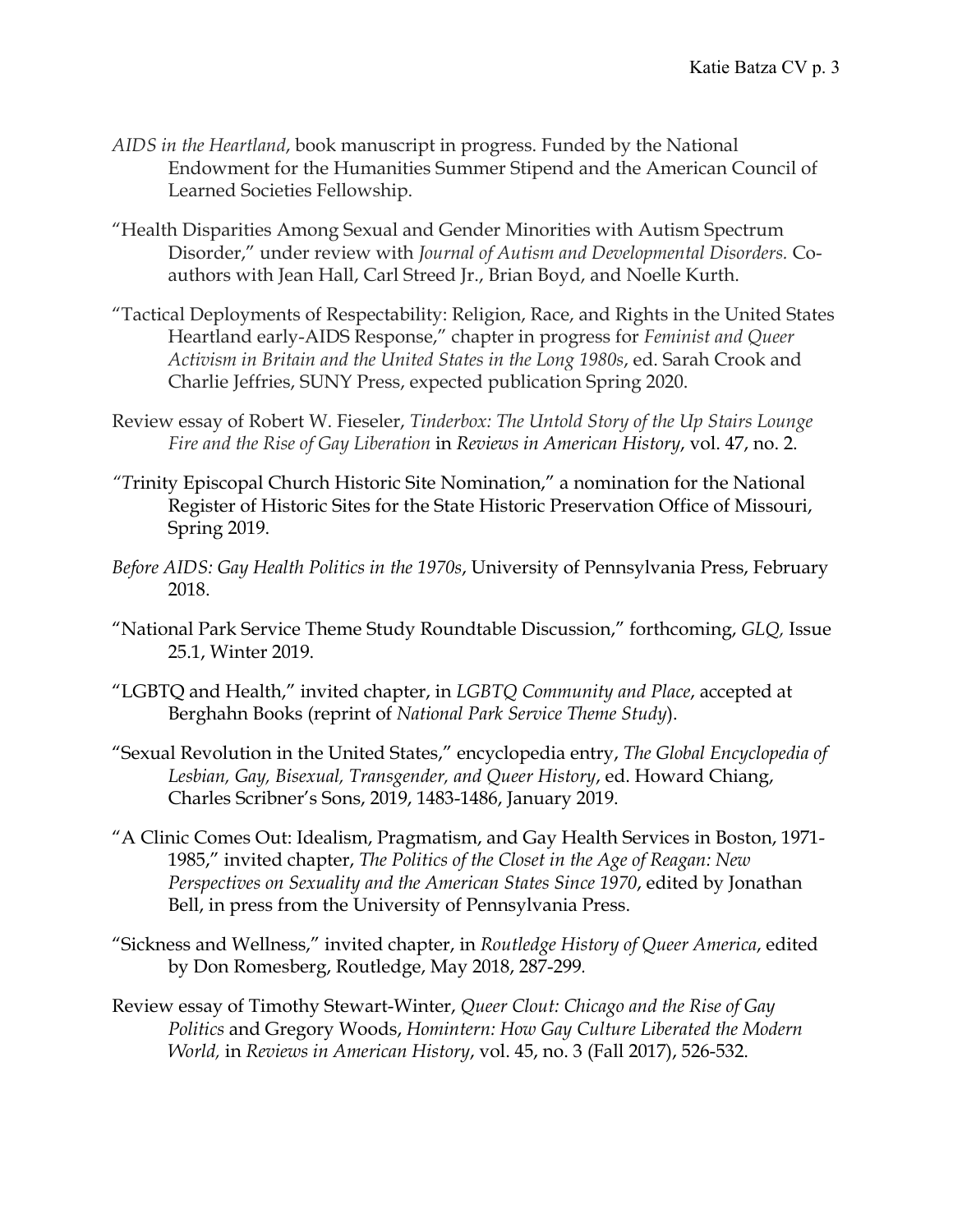*AIDS in the Heartland*, book manuscript in progress. Funded by the National Endowment for the Humanities Summer Stipend and the American Council of Learned Societies Fellowship.

"Health Disparities Among Sexual and Gender Minorities with Autism Spectrum Disorder," under review with *Journal of Autism and Developmental Disorders.* Co-authors with Jean Hall, Carl Streed Jr., Brian Boyd, and Noelle Kurth.

"Tactical Deployments of Respectability: Religion, Race, and Rights in the United States Heartland early-AIDS Response," chapter in progress for *Feminist and Queer Activism in Britain and the United States in the Long 1980s*, ed. Sarah Crook and Charlie Jeffries, SUNY Press, expected publication Spring 2020.

Review essay of Robert W. Fieseler, *Tinderbox: The Untold Story of the Up Stairs Lounge Fire and the Rise of Gay Liberation* in *Reviews in American History*, vol. 47, no. 2.

"Trinity Episcopal Church Historic Site Nomination," a nomination for the National Register of Historic Sites for the State Historic Preservation Office of Missouri, Spring 2019.

*Before AIDS: Gay Health Politics in the 1970s*, University of Pennsylvania Press, February 2018.

"National Park Service Theme Study Roundtable Discussion," forthcoming, *GLQ,* Issue 25.1, Winter 2019.

"LGBTQ and Health," invited chapter, in *LGBTQ Community and Place*, accepted at Berghahn Books (reprint of *National Park Service Theme Study*).

"Sexual Revolution in the United States," encyclopedia entry, *The Global Encyclopedia of Lesbian, Gay, Bisexual, Transgender, and Queer History*, ed. Howard Chiang, Charles Scribner's Sons, 2019, 1483-1486, January 2019.

"A Clinic Comes Out: Idealism, Pragmatism, and Gay Health Services in Boston, 1971-1985," invited chapter, *The Politics of the Closet in the Age of Reagan: New Perspectives on Sexuality and the American States Since 1970*, edited by Jonathan Bell, in press from the University of Pennsylvania Press.

"Sickness and Wellness," invited chapter, in *Routledge History of Queer America*, edited by Don Romesberg, Routledge, May 2018, 287-299.

Review essay of Timothy Stewart-Winter, *Queer Clout: Chicago and the Rise of Gay Politics* and Gregory Woods, *Homintern: How Gay Culture Liberated the Modern World,* in *Reviews in American History*, vol. 45, no. 3 (Fall 2017), 526-532.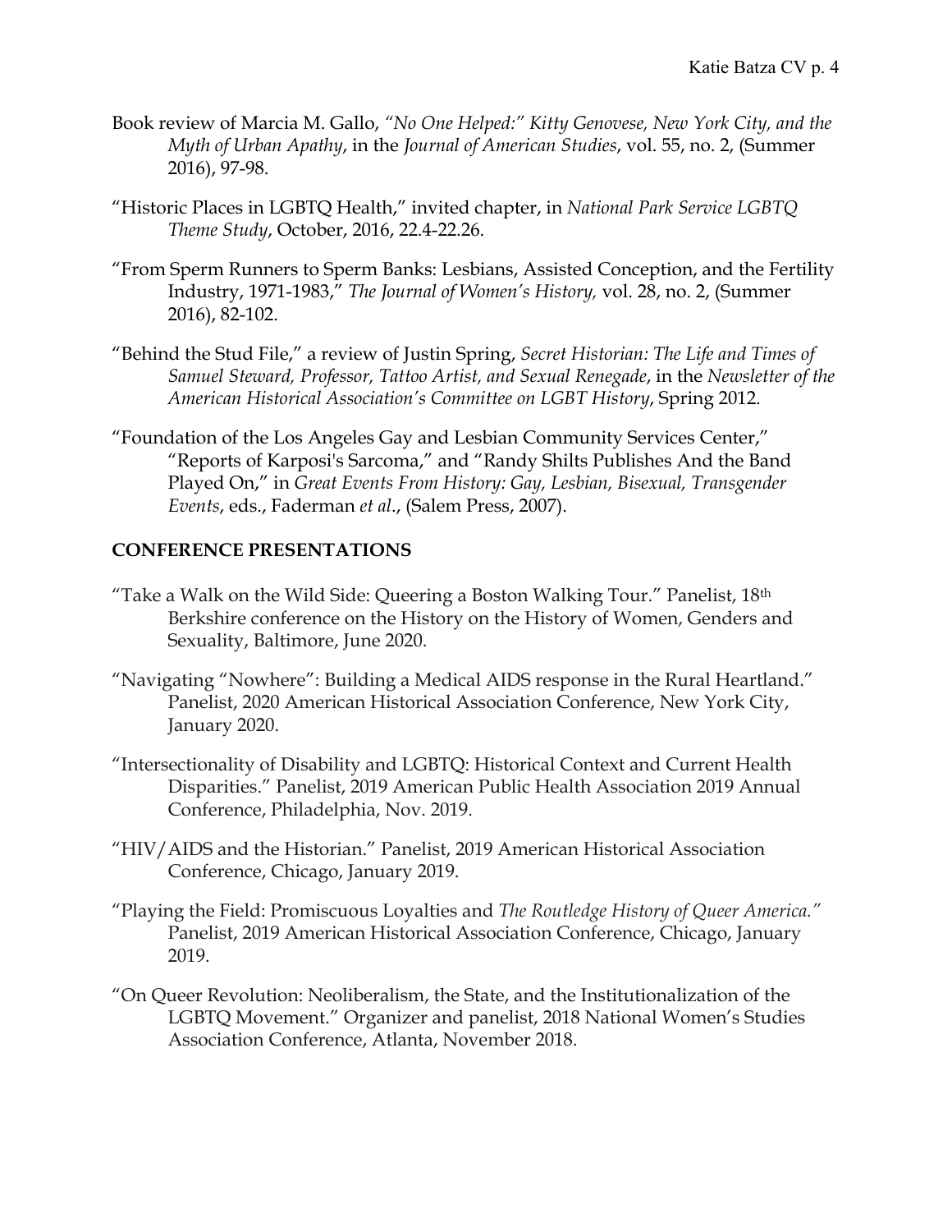Book review of Marcia M. Gallo, *"No One Helped:" Kitty Genovese, New York City, and the Myth of Urban Apathy*, in the *Journal of American Studies*, vol. 55, no. 2, (Summer 2016), 97-98.

"Historic Places in LGBTQ Health," invited chapter, in *National Park Service LGBTQ Theme Study*, October, 2016, 22.4-22.26.

"From Sperm Runners to Sperm Banks: Lesbians, Assisted Conception, and the Fertility Industry, 1971-1983," *The Journal of Women's History,* vol. 28, no. 2, (Summer 2016), 82-102.

"Behind the Stud File," a review of Justin Spring, *Secret Historian: The Life and Times of Samuel Steward, Professor, Tattoo Artist, and Sexual Renegade*, in the *Newsletter of the American Historical Association's Committee on LGBT History*, Spring 2012.

"Foundation of the Los Angeles Gay and Lesbian Community Services Center," "Reports of Karposi's Sarcoma," and "Randy Shilts Publishes And the Band Played On," in *Great Events From History: Gay, Lesbian, Bisexual, Transgender Events*, eds., Faderman *et al*., (Salem Press, 2007).

## CONFERENCE PRESENTATIONS

"Take a Walk on the Wild Side: Queering a Boston Walking Tour." Panelist, 18th Berkshire conference on the History on the History of Women, Genders and Sexuality, Baltimore, June 2020.

"Navigating "Nowhere": Building a Medical AIDS response in the Rural Heartland." Panelist, 2020 American Historical Association Conference, New York City, January 2020.

"Intersectionality of Disability and LGBTQ: Historical Context and Current Health Disparities." Panelist, 2019 American Public Health Association 2019 Annual Conference, Philadelphia, Nov. 2019.

"HIV/AIDS and the Historian." Panelist, 2019 American Historical Association Conference, Chicago, January 2019.

"Playing the Field: Promiscuous Loyalties and *The Routledge History of Queer America."* Panelist, 2019 American Historical Association Conference, Chicago, January 2019.

"On Queer Revolution: Neoliberalism, the State, and the Institutionalization of the LGBTQ Movement." Organizer and panelist, 2018 National Women's Studies Association Conference, Atlanta, November 2018.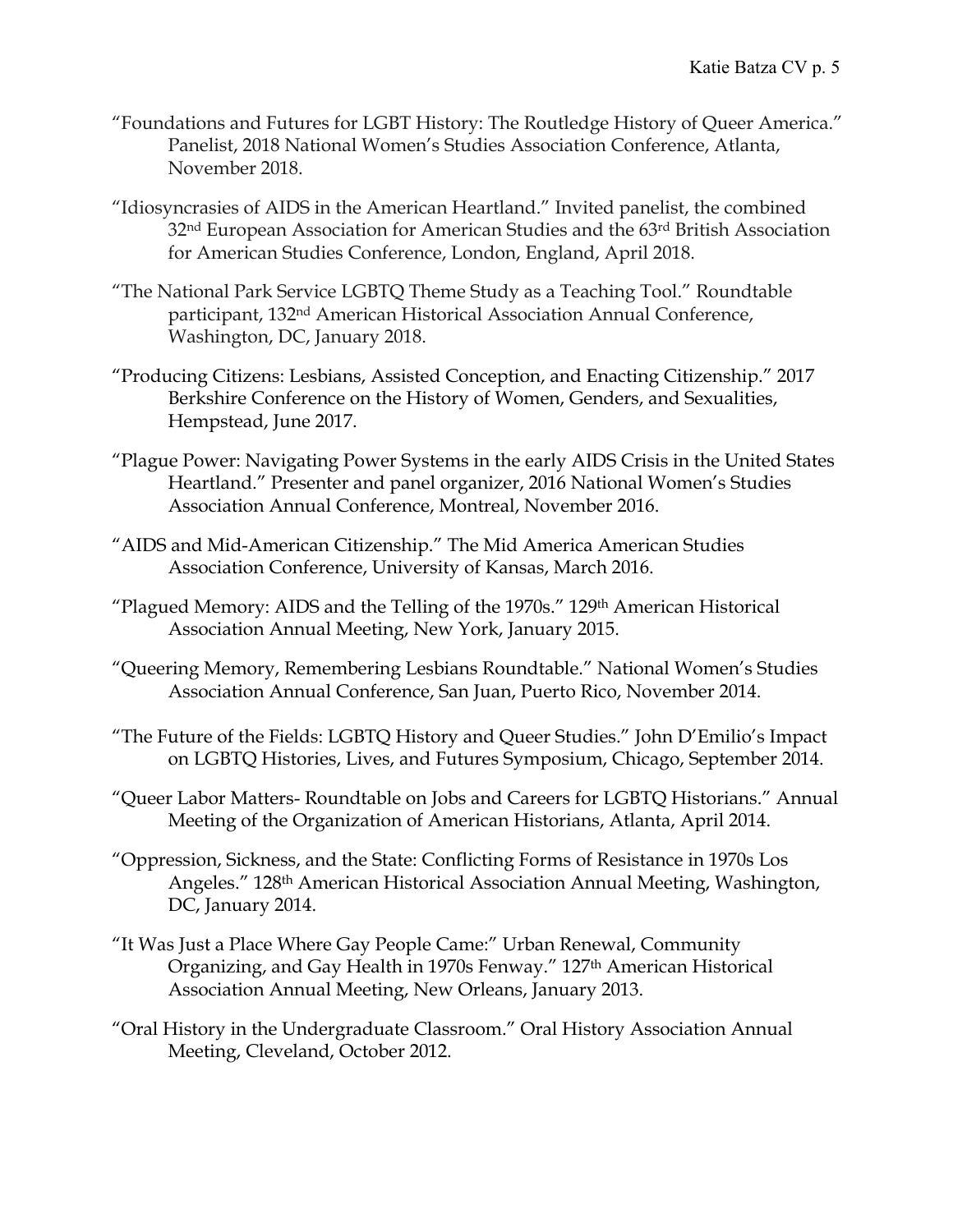"Foundations and Futures for LGBT History: The Routledge History of Queer America." Panelist, 2018 National Women's Studies Association Conference, Atlanta, November 2018.

"Idiosyncrasies of AIDS in the American Heartland." Invited panelist, the combined 32nd European Association for American Studies and the 63rd British Association for American Studies Conference, London, England, April 2018.

"The National Park Service LGBTQ Theme Study as a Teaching Tool." Roundtable participant, 132nd American Historical Association Annual Conference, Washington, DC, January 2018.

"Producing Citizens: Lesbians, Assisted Conception, and Enacting Citizenship." 2017 Berkshire Conference on the History of Women, Genders, and Sexualities, Hempstead, June 2017.

"Plague Power: Navigating Power Systems in the early AIDS Crisis in the United States Heartland." Presenter and panel organizer, 2016 National Women's Studies Association Annual Conference, Montreal, November 2016.

"AIDS and Mid-American Citizenship." The Mid America American Studies Association Conference, University of Kansas, March 2016.

"Plagued Memory: AIDS and the Telling of the 1970s." 129th American Historical Association Annual Meeting, New York, January 2015.

"Queering Memory, Remembering Lesbians Roundtable." National Women's Studies Association Annual Conference, San Juan, Puerto Rico, November 2014.

"The Future of the Fields: LGBTQ History and Queer Studies." John D'Emilio's Impact on LGBTQ Histories, Lives, and Futures Symposium, Chicago, September 2014.

"Queer Labor Matters- Roundtable on Jobs and Careers for LGBTQ Historians." Annual Meeting of the Organization of American Historians, Atlanta, April 2014.

"Oppression, Sickness, and the State: Conflicting Forms of Resistance in 1970s Los Angeles." 128th American Historical Association Annual Meeting, Washington, DC, January 2014.

"It Was Just a Place Where Gay People Came:" Urban Renewal, Community Organizing, and Gay Health in 1970s Fenway." 127th American Historical Association Annual Meeting, New Orleans, January 2013.

"Oral History in the Undergraduate Classroom." Oral History Association Annual Meeting, Cleveland, October 2012.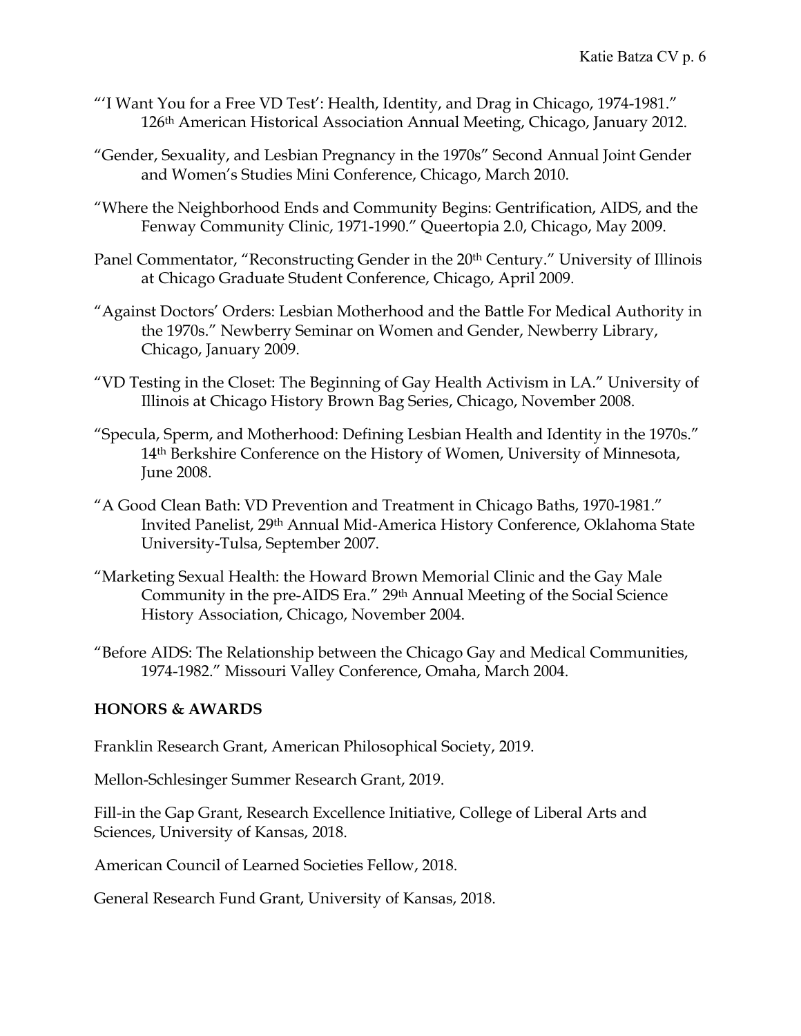"'I Want You for a Free VD Test': Health, Identity, and Drag in Chicago, 1974-1981." 126th American Historical Association Annual Meeting, Chicago, January 2012.

"Gender, Sexuality, and Lesbian Pregnancy in the 1970s" Second Annual Joint Gender and Women's Studies Mini Conference, Chicago, March 2010.

"Where the Neighborhood Ends and Community Begins: Gentrification, AIDS, and the Fenway Community Clinic, 1971-1990." Queertopia 2.0, Chicago, May 2009.

Panel Commentator, "Reconstructing Gender in the 20th Century." University of Illinois at Chicago Graduate Student Conference, Chicago, April 2009.

"Against Doctors' Orders: Lesbian Motherhood and the Battle For Medical Authority in the 1970s." Newberry Seminar on Women and Gender, Newberry Library, Chicago, January 2009.

"VD Testing in the Closet: The Beginning of Gay Health Activism in LA." University of Illinois at Chicago History Brown Bag Series, Chicago, November 2008.

"Specula, Sperm, and Motherhood: Defining Lesbian Health and Identity in the 1970s." 14th Berkshire Conference on the History of Women, University of Minnesota, June 2008.

"A Good Clean Bath: VD Prevention and Treatment in Chicago Baths, 1970-1981." Invited Panelist, 29th Annual Mid-America History Conference, Oklahoma State University-Tulsa, September 2007.

"Marketing Sexual Health: the Howard Brown Memorial Clinic and the Gay Male Community in the pre-AIDS Era." 29th Annual Meeting of the Social Science History Association, Chicago, November 2004.

"Before AIDS: The Relationship between the Chicago Gay and Medical Communities, 1974-1982." Missouri Valley Conference, Omaha, March 2004.

## HONORS & AWARDS

Franklin Research Grant, American Philosophical Society, 2019.

Mellon-Schlesinger Summer Research Grant, 2019.

Fill-in the Gap Grant, Research Excellence Initiative, College of Liberal Arts and Sciences, University of Kansas, 2018.

American Council of Learned Societies Fellow, 2018.

General Research Fund Grant, University of Kansas, 2018.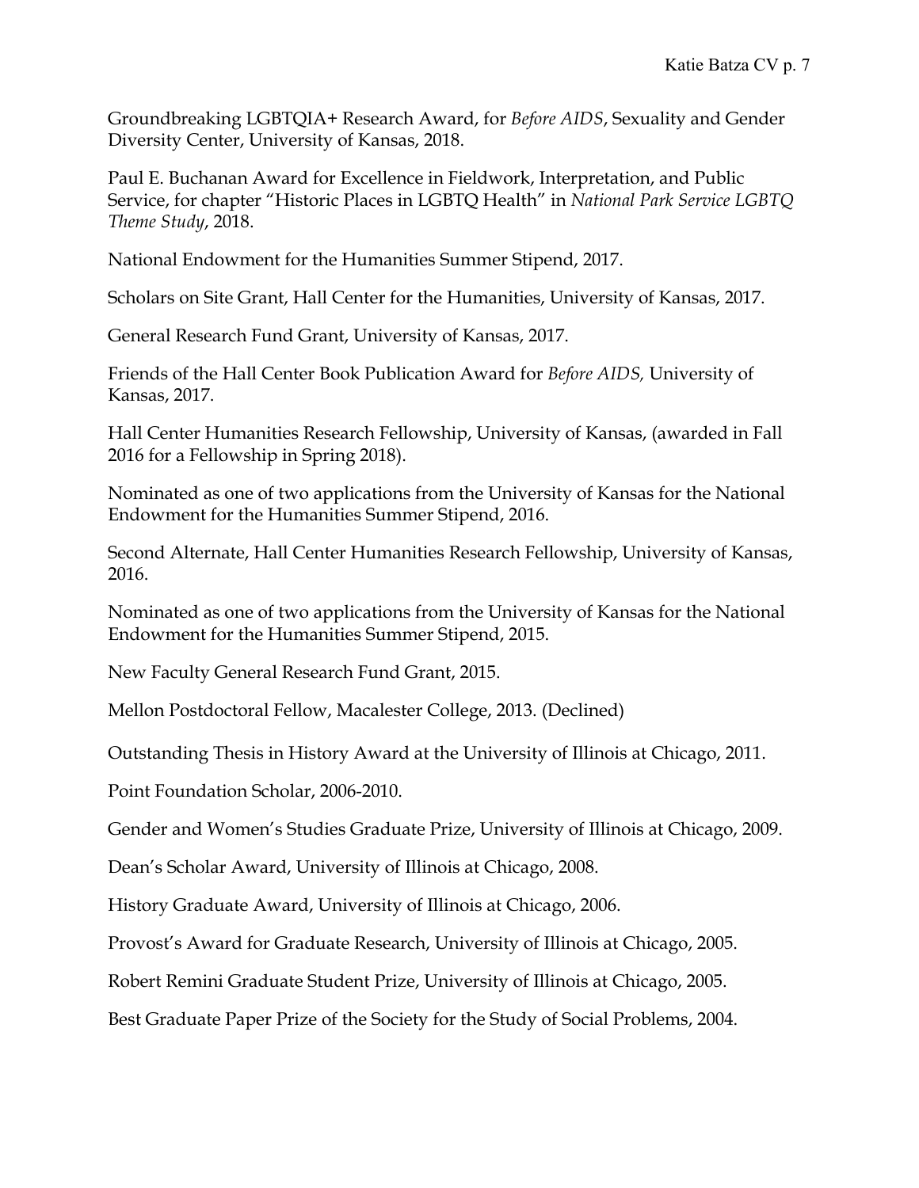Groundbreaking LGBTQIA+ Research Award, for *Before AIDS*, Sexuality and Gender Diversity Center, University of Kansas, 2018.

Paul E. Buchanan Award for Excellence in Fieldwork, Interpretation, and Public Service, for chapter "Historic Places in LGBTQ Health" in *National Park Service LGBTQ Theme Study*, 2018.

National Endowment for the Humanities Summer Stipend, 2017.

Scholars on Site Grant, Hall Center for the Humanities, University of Kansas, 2017.

General Research Fund Grant, University of Kansas, 2017.

Friends of the Hall Center Book Publication Award for *Before AIDS,* University of Kansas, 2017.

Hall Center Humanities Research Fellowship, University of Kansas, (awarded in Fall 2016 for a Fellowship in Spring 2018).

Nominated as one of two applications from the University of Kansas for the National Endowment for the Humanities Summer Stipend, 2016.

Second Alternate, Hall Center Humanities Research Fellowship, University of Kansas, 2016.

Nominated as one of two applications from the University of Kansas for the National Endowment for the Humanities Summer Stipend, 2015.

New Faculty General Research Fund Grant, 2015.

Mellon Postdoctoral Fellow, Macalester College, 2013. (Declined)

Outstanding Thesis in History Award at the University of Illinois at Chicago, 2011.

Point Foundation Scholar, 2006-2010.

Gender and Women's Studies Graduate Prize, University of Illinois at Chicago, 2009.

Dean's Scholar Award, University of Illinois at Chicago, 2008.

History Graduate Award, University of Illinois at Chicago, 2006.

Provost's Award for Graduate Research, University of Illinois at Chicago, 2005.

Robert Remini Graduate Student Prize, University of Illinois at Chicago, 2005.

Best Graduate Paper Prize of the Society for the Study of Social Problems, 2004.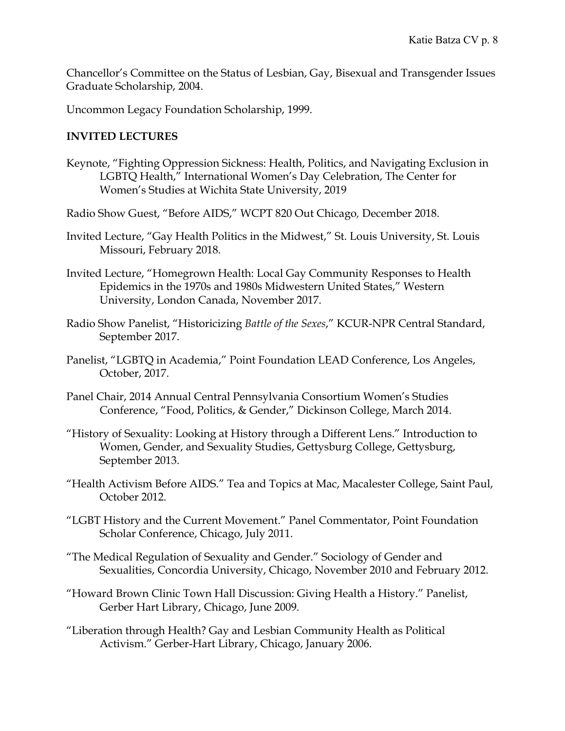Chancellor's Committee on the Status of Lesbian, Gay, Bisexual and Transgender Issues Graduate Scholarship, 2004.

Uncommon Legacy Foundation Scholarship, 1999.

**INVITED LECTURES**

Keynote, "Fighting Oppression Sickness: Health, Politics, and Navigating Exclusion in LGBTQ Health," International Women's Day Celebration, The Center for Women's Studies at Wichita State University, 2019

Radio Show Guest, "Before AIDS," WCPT 820 Out Chicago, December 2018.

Invited Lecture, "Gay Health Politics in the Midwest," St. Louis University, St. Louis Missouri, February 2018.

Invited Lecture, "Homegrown Health: Local Gay Community Responses to Health Epidemics in the 1970s and 1980s Midwestern United States," Western University, London Canada, November 2017.

Radio Show Panelist, "Historicizing *Battle of the Sexes*," KCUR-NPR Central Standard, September 2017.

Panelist, "LGBTQ in Academia," Point Foundation LEAD Conference, Los Angeles, October, 2017.

Panel Chair, 2014 Annual Central Pennsylvania Consortium Women's Studies Conference, "Food, Politics, & Gender," Dickinson College, March 2014.

"History of Sexuality: Looking at History through a Different Lens." Introduction to Women, Gender, and Sexuality Studies, Gettysburg College, Gettysburg, September 2013.

"Health Activism Before AIDS." Tea and Topics at Mac, Macalester College, Saint Paul, October 2012.

"LGBT History and the Current Movement." Panel Commentator, Point Foundation Scholar Conference, Chicago, July 2011.

"The Medical Regulation of Sexuality and Gender." Sociology of Gender and Sexualities, Concordia University, Chicago, November 2010 and February 2012.

"Howard Brown Clinic Town Hall Discussion: Giving Health a History." Panelist, Gerber Hart Library, Chicago, June 2009.

"Liberation through Health? Gay and Lesbian Community Health as Political Activism." Gerber-Hart Library, Chicago, January 2006.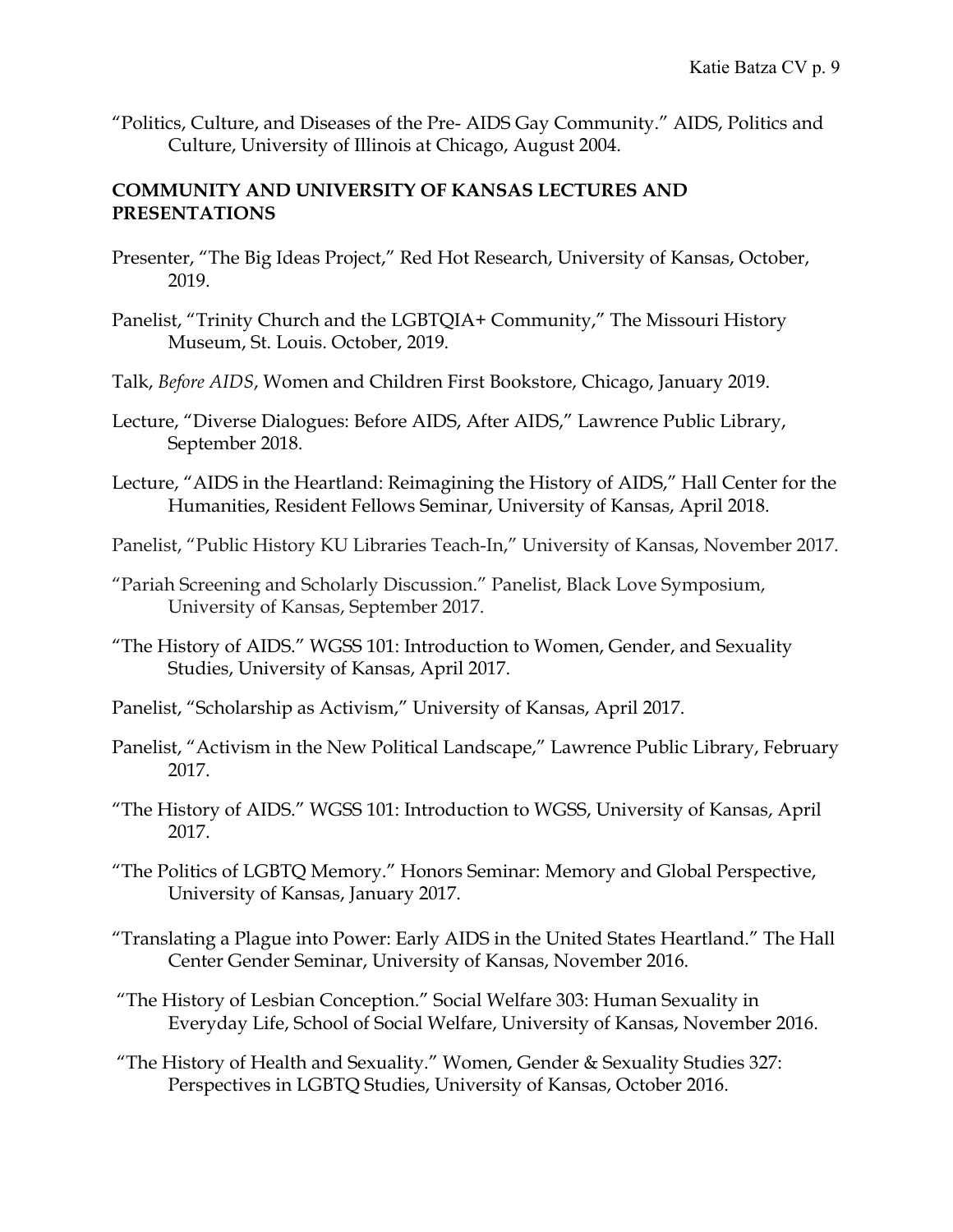"Politics, Culture, and Diseases of the Pre- AIDS Gay Community." AIDS, Politics and Culture, University of Illinois at Chicago, August 2004.

**COMMUNITY AND UNIVERSITY OF KANSAS LECTURES AND PRESENTATIONS**

Presenter, "The Big Ideas Project," Red Hot Research, University of Kansas, October, 2019.

Panelist, "Trinity Church and the LGBTQIA+ Community," The Missouri History Museum, St. Louis. October, 2019.

Talk, *Before AIDS*, Women and Children First Bookstore, Chicago, January 2019.

Lecture, "Diverse Dialogues: Before AIDS, After AIDS," Lawrence Public Library, September 2018.

Lecture, "AIDS in the Heartland: Reimagining the History of AIDS," Hall Center for the Humanities, Resident Fellows Seminar, University of Kansas, April 2018.

Panelist, "Public History KU Libraries Teach-In," University of Kansas, November 2017.

"Pariah Screening and Scholarly Discussion." Panelist, Black Love Symposium, University of Kansas, September 2017.

"The History of AIDS." WGSS 101: Introduction to Women, Gender, and Sexuality Studies, University of Kansas, April 2017.

Panelist, "Scholarship as Activism," University of Kansas, April 2017.

Panelist, "Activism in the New Political Landscape," Lawrence Public Library, February 2017.

"The History of AIDS." WGSS 101: Introduction to WGSS, University of Kansas, April 2017.

"The Politics of LGBTQ Memory." Honors Seminar: Memory and Global Perspective, University of Kansas, January 2017.

"Translating a Plague into Power: Early AIDS in the United States Heartland." The Hall Center Gender Seminar, University of Kansas, November 2016.

"The History of Lesbian Conception." Social Welfare 303: Human Sexuality in Everyday Life, School of Social Welfare, University of Kansas, November 2016.

"The History of Health and Sexuality." Women, Gender & Sexuality Studies 327: Perspectives in LGBTQ Studies, University of Kansas, October 2016.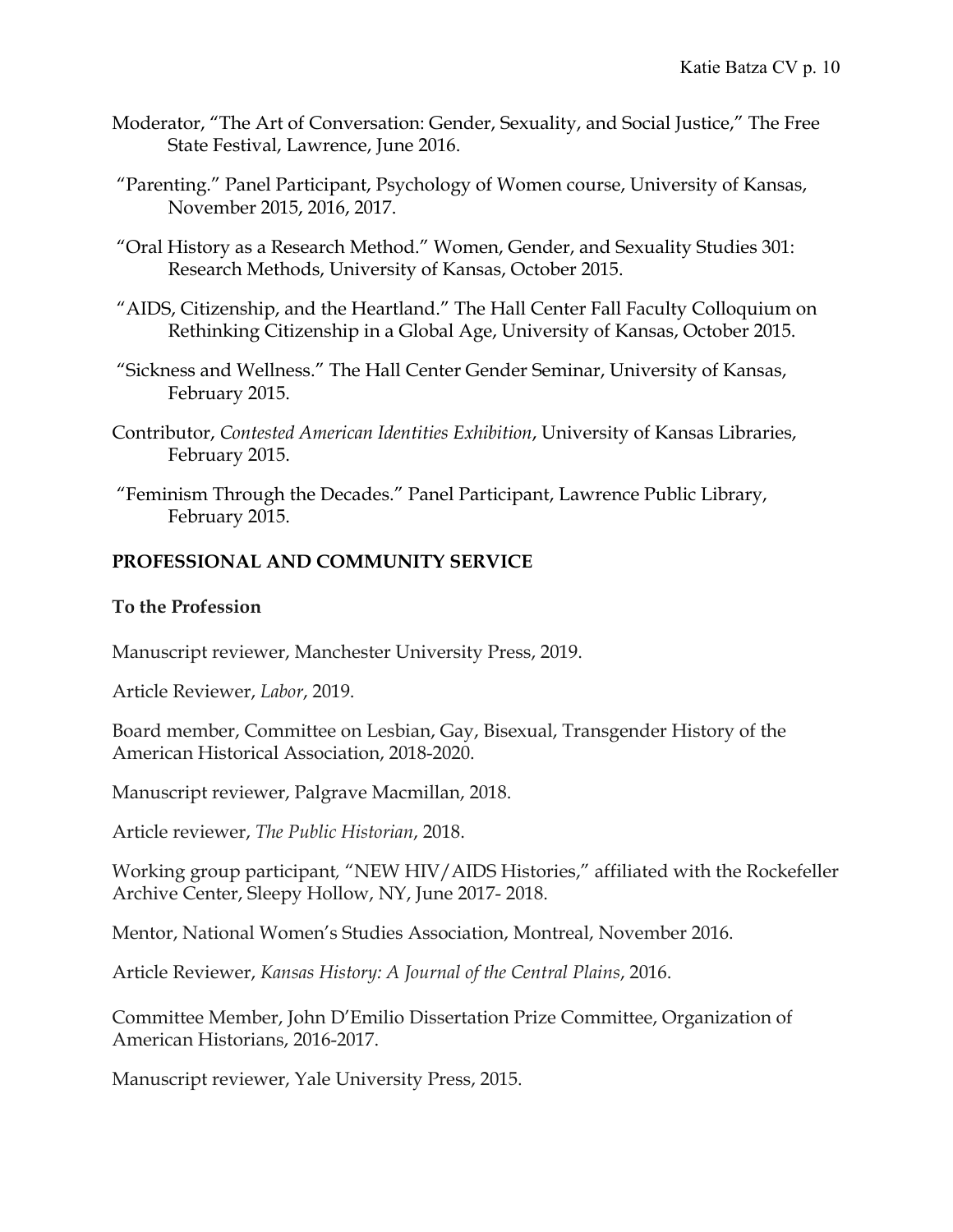Moderator, "The Art of Conversation: Gender, Sexuality, and Social Justice," The Free State Festival, Lawrence, June 2016.

"Parenting." Panel Participant, Psychology of Women course, University of Kansas, November 2015, 2016, 2017.

"Oral History as a Research Method." Women, Gender, and Sexuality Studies 301: Research Methods, University of Kansas, October 2015.

"AIDS, Citizenship, and the Heartland." The Hall Center Fall Faculty Colloquium on Rethinking Citizenship in a Global Age, University of Kansas, October 2015.

"Sickness and Wellness." The Hall Center Gender Seminar, University of Kansas, February 2015.

Contributor, *Contested American Identities Exhibition*, University of Kansas Libraries, February 2015.

"Feminism Through the Decades." Panel Participant, Lawrence Public Library, February 2015.

## PROFESSIONAL AND COMMUNITY SERVICE

### To the Profession

Manuscript reviewer, Manchester University Press, 2019.

Article Reviewer, *Labor*, 2019.

Board member, Committee on Lesbian, Gay, Bisexual, Transgender History of the American Historical Association, 2018-2020.

Manuscript reviewer, Palgrave Macmillan, 2018.

Article reviewer, *The Public Historian*, 2018.

Working group participant, "NEW HIV/AIDS Histories," affiliated with the Rockefeller Archive Center, Sleepy Hollow, NY, June 2017- 2018.

Mentor, National Women's Studies Association, Montreal, November 2016.

Article Reviewer, *Kansas History: A Journal of the Central Plains*, 2016.

Committee Member, John D'Emilio Dissertation Prize Committee, Organization of American Historians, 2016-2017.

Manuscript reviewer, Yale University Press, 2015.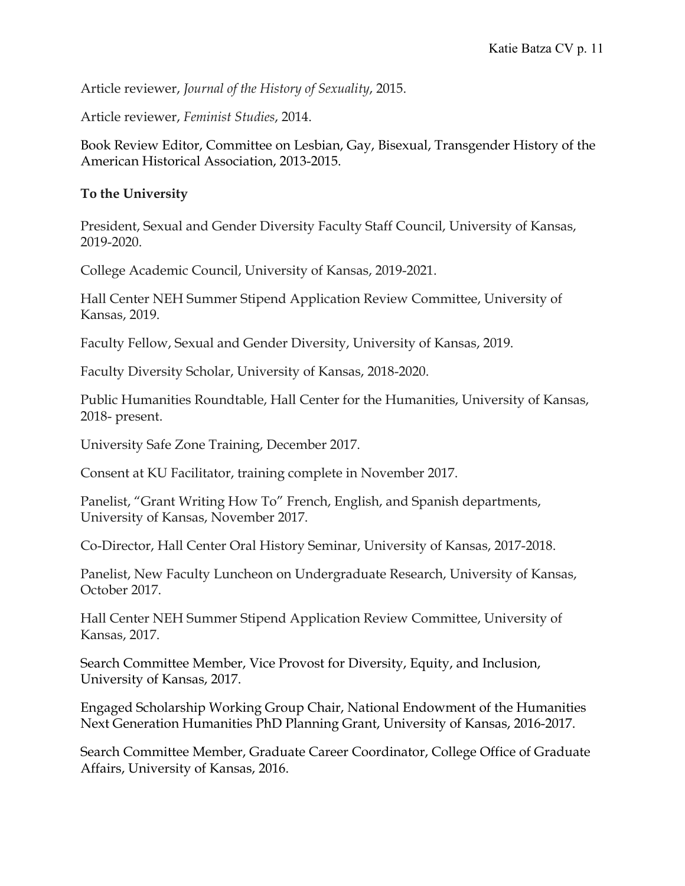Article reviewer, *Journal of the History of Sexuality*, 2015.

Article reviewer, *Feminist Studies*, 2014.

Book Review Editor, Committee on Lesbian, Gay, Bisexual, Transgender History of the American Historical Association, 2013-2015.

**To the University**

President, Sexual and Gender Diversity Faculty Staff Council, University of Kansas, 2019-2020.

College Academic Council, University of Kansas, 2019-2021.

Hall Center NEH Summer Stipend Application Review Committee, University of Kansas, 2019.

Faculty Fellow, Sexual and Gender Diversity, University of Kansas, 2019.

Faculty Diversity Scholar, University of Kansas, 2018-2020.

Public Humanities Roundtable, Hall Center for the Humanities, University of Kansas, 2018- present.

University Safe Zone Training, December 2017.

Consent at KU Facilitator, training complete in November 2017.

Panelist, "Grant Writing How To" French, English, and Spanish departments, University of Kansas, November 2017.

Co-Director, Hall Center Oral History Seminar, University of Kansas, 2017-2018.

Panelist, New Faculty Luncheon on Undergraduate Research, University of Kansas, October 2017.

Hall Center NEH Summer Stipend Application Review Committee, University of Kansas, 2017.

Search Committee Member, Vice Provost for Diversity, Equity, and Inclusion, University of Kansas, 2017.

Engaged Scholarship Working Group Chair, National Endowment of the Humanities Next Generation Humanities PhD Planning Grant, University of Kansas, 2016-2017.

Search Committee Member, Graduate Career Coordinator, College Office of Graduate Affairs, University of Kansas, 2016.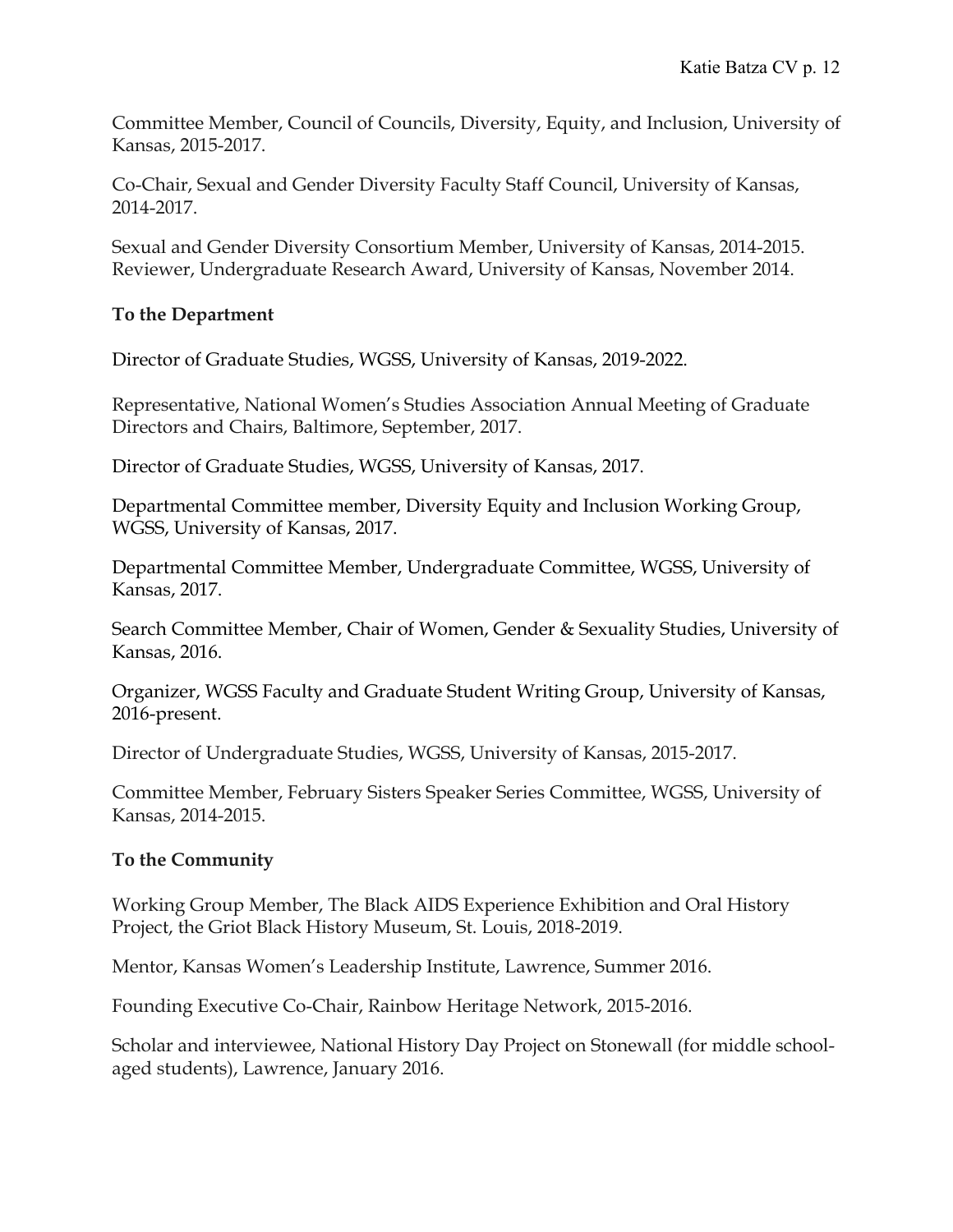Committee Member, Council of Councils, Diversity, Equity, and Inclusion, University of Kansas, 2015-2017.

Co-Chair, Sexual and Gender Diversity Faculty Staff Council, University of Kansas, 2014-2017.

Sexual and Gender Diversity Consortium Member, University of Kansas, 2014-2015.
Reviewer, Undergraduate Research Award, University of Kansas, November 2014.

**To the Department**

Director of Graduate Studies, WGSS, University of Kansas, 2019-2022.

Representative, National Women's Studies Association Annual Meeting of Graduate Directors and Chairs, Baltimore, September, 2017.

Director of Graduate Studies, WGSS, University of Kansas, 2017.

Departmental Committee member, Diversity Equity and Inclusion Working Group, WGSS, University of Kansas, 2017.

Departmental Committee Member, Undergraduate Committee, WGSS, University of Kansas, 2017.

Search Committee Member, Chair of Women, Gender & Sexuality Studies, University of Kansas, 2016.

Organizer, WGSS Faculty and Graduate Student Writing Group, University of Kansas, 2016-present.

Director of Undergraduate Studies, WGSS, University of Kansas, 2015-2017.

Committee Member, February Sisters Speaker Series Committee, WGSS, University of Kansas, 2014-2015.

**To the Community**

Working Group Member, The Black AIDS Experience Exhibition and Oral History Project, the Griot Black History Museum, St. Louis, 2018-2019.

Mentor, Kansas Women's Leadership Institute, Lawrence, Summer 2016.

Founding Executive Co-Chair, Rainbow Heritage Network, 2015-2016.

Scholar and interviewee, National History Day Project on Stonewall (for middle school-aged students), Lawrence, January 2016.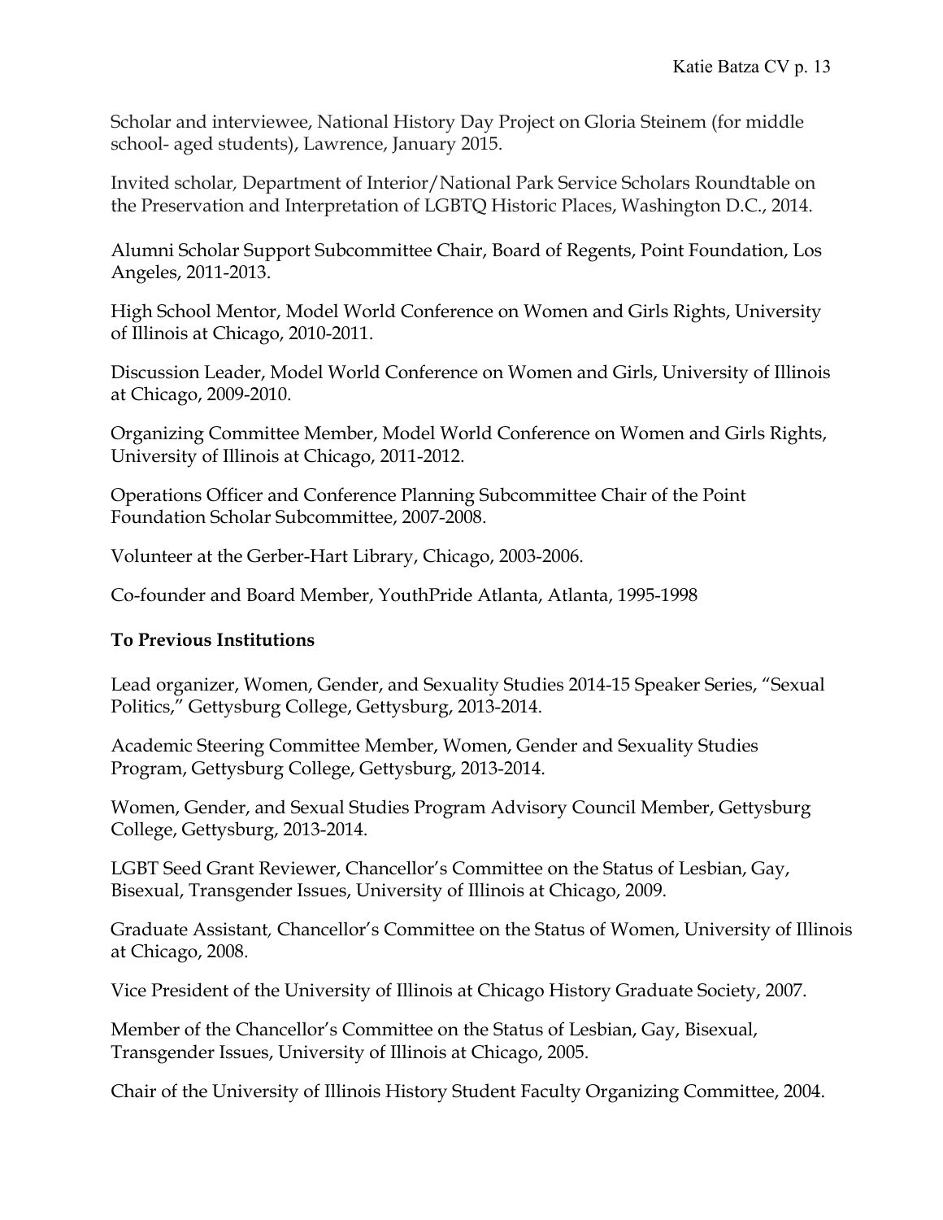Scholar and interviewee, National History Day Project on Gloria Steinem (for middle school- aged students), Lawrence, January 2015.

Invited scholar, Department of Interior/National Park Service Scholars Roundtable on the Preservation and Interpretation of LGBTQ Historic Places, Washington D.C., 2014.

Alumni Scholar Support Subcommittee Chair, Board of Regents, Point Foundation, Los Angeles, 2011-2013.

High School Mentor, Model World Conference on Women and Girls Rights, University of Illinois at Chicago, 2010-2011.

Discussion Leader, Model World Conference on Women and Girls, University of Illinois at Chicago, 2009-2010.

Organizing Committee Member, Model World Conference on Women and Girls Rights, University of Illinois at Chicago, 2011-2012.

Operations Officer and Conference Planning Subcommittee Chair of the Point Foundation Scholar Subcommittee, 2007-2008.

Volunteer at the Gerber-Hart Library, Chicago, 2003-2006.

Co-founder and Board Member, YouthPride Atlanta, Atlanta, 1995-1998

**To Previous Institutions**

Lead organizer, Women, Gender, and Sexuality Studies 2014-15 Speaker Series, "Sexual Politics," Gettysburg College, Gettysburg, 2013-2014.

Academic Steering Committee Member, Women, Gender and Sexuality Studies Program, Gettysburg College, Gettysburg, 2013-2014.

Women, Gender, and Sexual Studies Program Advisory Council Member, Gettysburg College, Gettysburg, 2013-2014.

LGBT Seed Grant Reviewer, Chancellor's Committee on the Status of Lesbian, Gay, Bisexual, Transgender Issues, University of Illinois at Chicago, 2009.

Graduate Assistant, Chancellor's Committee on the Status of Women, University of Illinois at Chicago, 2008.

Vice President of the University of Illinois at Chicago History Graduate Society, 2007.

Member of the Chancellor's Committee on the Status of Lesbian, Gay, Bisexual, Transgender Issues, University of Illinois at Chicago, 2005.

Chair of the University of Illinois History Student Faculty Organizing Committee, 2004.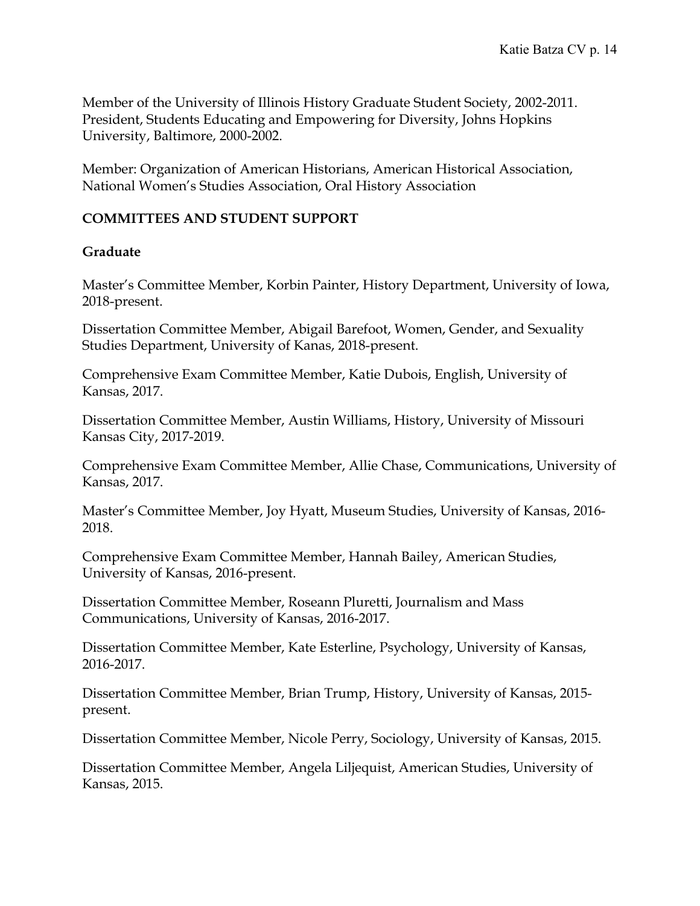Member of the University of Illinois History Graduate Student Society, 2002-2011.
President, Students Educating and Empowering for Diversity, Johns Hopkins University, Baltimore, 2000-2002.

Member: Organization of American Historians, American Historical Association, National Women's Studies Association, Oral History Association

## COMMITTEES AND STUDENT SUPPORT

### Graduate

Master's Committee Member, Korbin Painter, History Department, University of Iowa, 2018-present.

Dissertation Committee Member, Abigail Barefoot, Women, Gender, and Sexuality Studies Department, University of Kanas, 2018-present.

Comprehensive Exam Committee Member, Katie Dubois, English, University of Kansas, 2017.

Dissertation Committee Member, Austin Williams, History, University of Missouri Kansas City, 2017-2019.

Comprehensive Exam Committee Member, Allie Chase, Communications, University of Kansas, 2017.

Master's Committee Member, Joy Hyatt, Museum Studies, University of Kansas, 2016-2018.

Comprehensive Exam Committee Member, Hannah Bailey, American Studies, University of Kansas, 2016-present.

Dissertation Committee Member, Roseann Pluretti, Journalism and Mass Communications, University of Kansas, 2016-2017.

Dissertation Committee Member, Kate Esterline, Psychology, University of Kansas, 2016-2017.

Dissertation Committee Member, Brian Trump, History, University of Kansas, 2015-present.

Dissertation Committee Member, Nicole Perry, Sociology, University of Kansas, 2015.

Dissertation Committee Member, Angela Liljequist, American Studies, University of Kansas, 2015.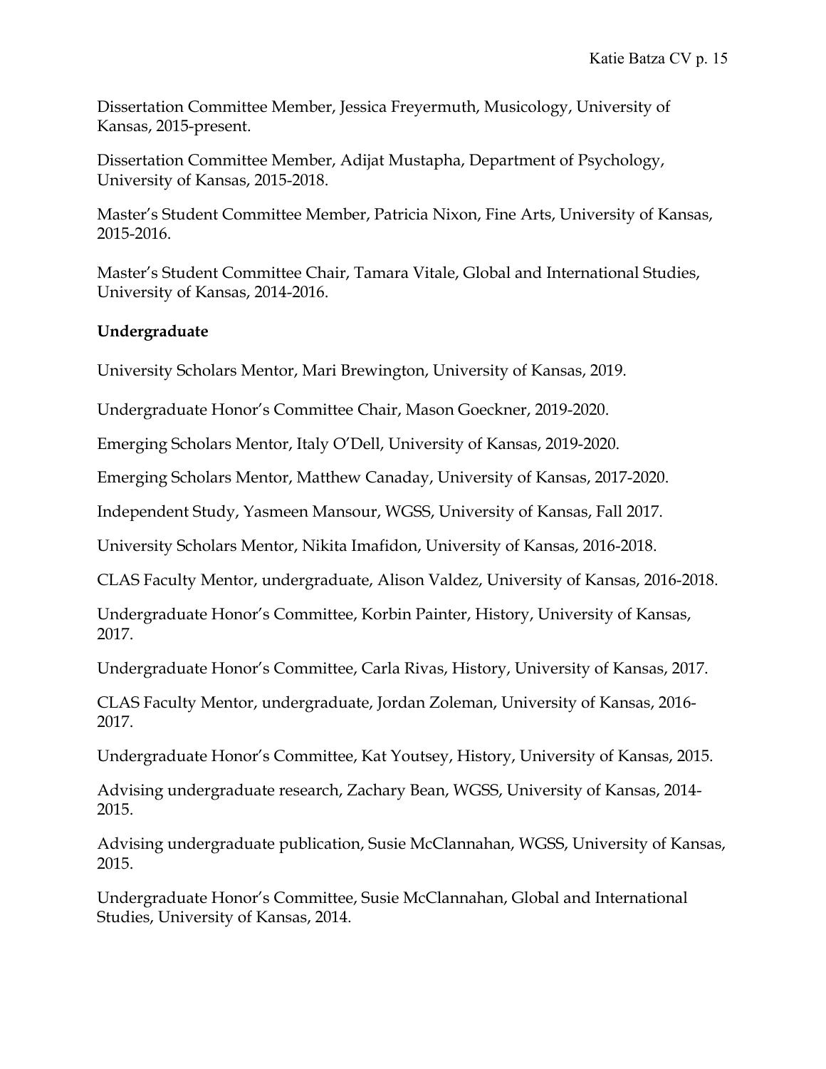Dissertation Committee Member, Jessica Freyermuth, Musicology, University of Kansas, 2015-present.

Dissertation Committee Member, Adijat Mustapha, Department of Psychology, University of Kansas, 2015-2018.

Master's Student Committee Member, Patricia Nixon, Fine Arts, University of Kansas, 2015-2016.

Master's Student Committee Chair, Tamara Vitale, Global and International Studies, University of Kansas, 2014-2016.

**Undergraduate**

University Scholars Mentor, Mari Brewington, University of Kansas, 2019.

Undergraduate Honor's Committee Chair, Mason Goeckner, 2019-2020.

Emerging Scholars Mentor, Italy O'Dell, University of Kansas, 2019-2020.

Emerging Scholars Mentor, Matthew Canaday, University of Kansas, 2017-2020.

Independent Study, Yasmeen Mansour, WGSS, University of Kansas, Fall 2017.

University Scholars Mentor, Nikita Imafidon, University of Kansas, 2016-2018.

CLAS Faculty Mentor, undergraduate, Alison Valdez, University of Kansas, 2016-2018.

Undergraduate Honor's Committee, Korbin Painter, History, University of Kansas, 2017.

Undergraduate Honor's Committee, Carla Rivas, History, University of Kansas, 2017.

CLAS Faculty Mentor, undergraduate, Jordan Zoleman, University of Kansas, 2016-2017.

Undergraduate Honor's Committee, Kat Youtsey, History, University of Kansas, 2015.

Advising undergraduate research, Zachary Bean, WGSS, University of Kansas, 2014-2015.

Advising undergraduate publication, Susie McClannahan, WGSS, University of Kansas, 2015.

Undergraduate Honor's Committee, Susie McClannahan, Global and International Studies, University of Kansas, 2014.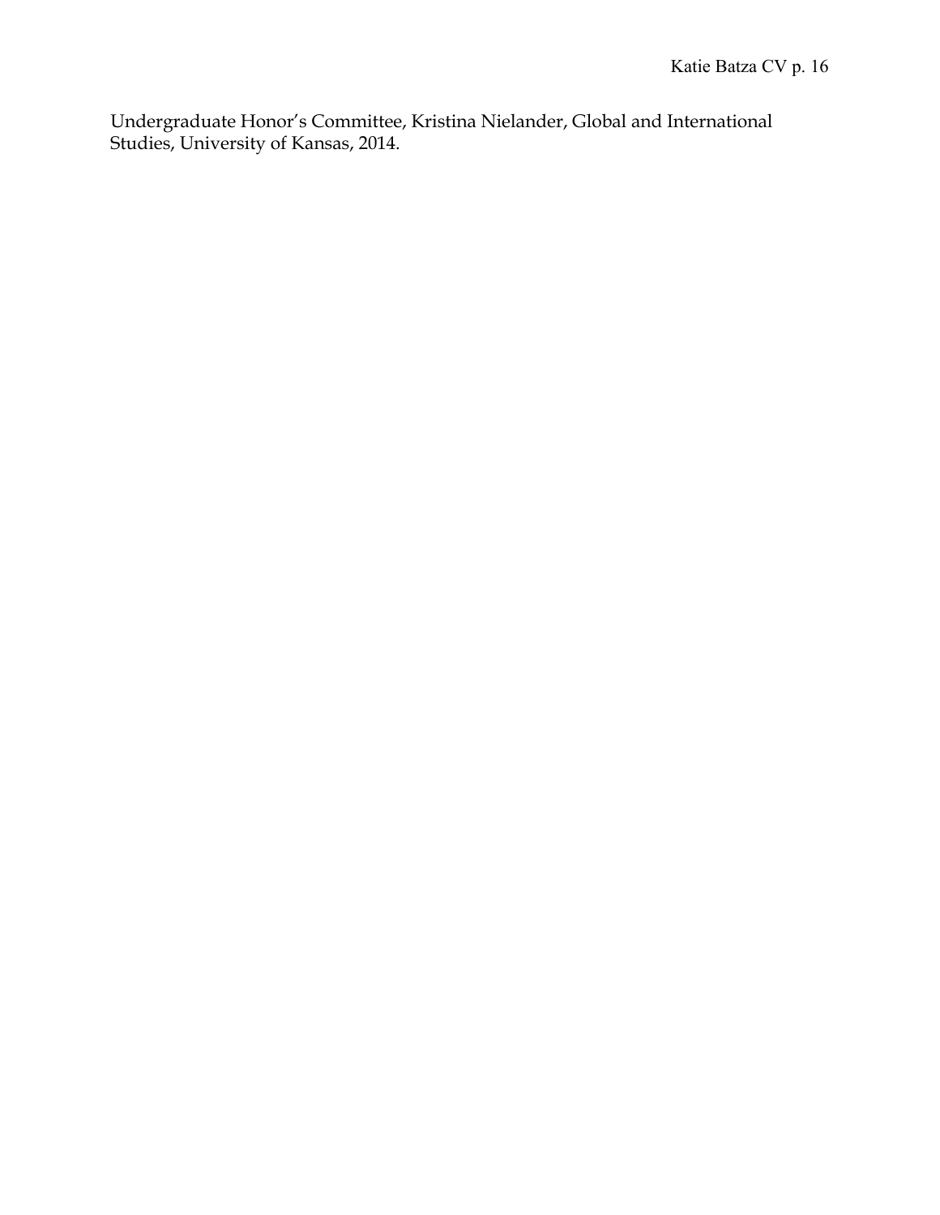Undergraduate Honor's Committee, Kristina Nielander, Global and International Studies, University of Kansas, 2014.